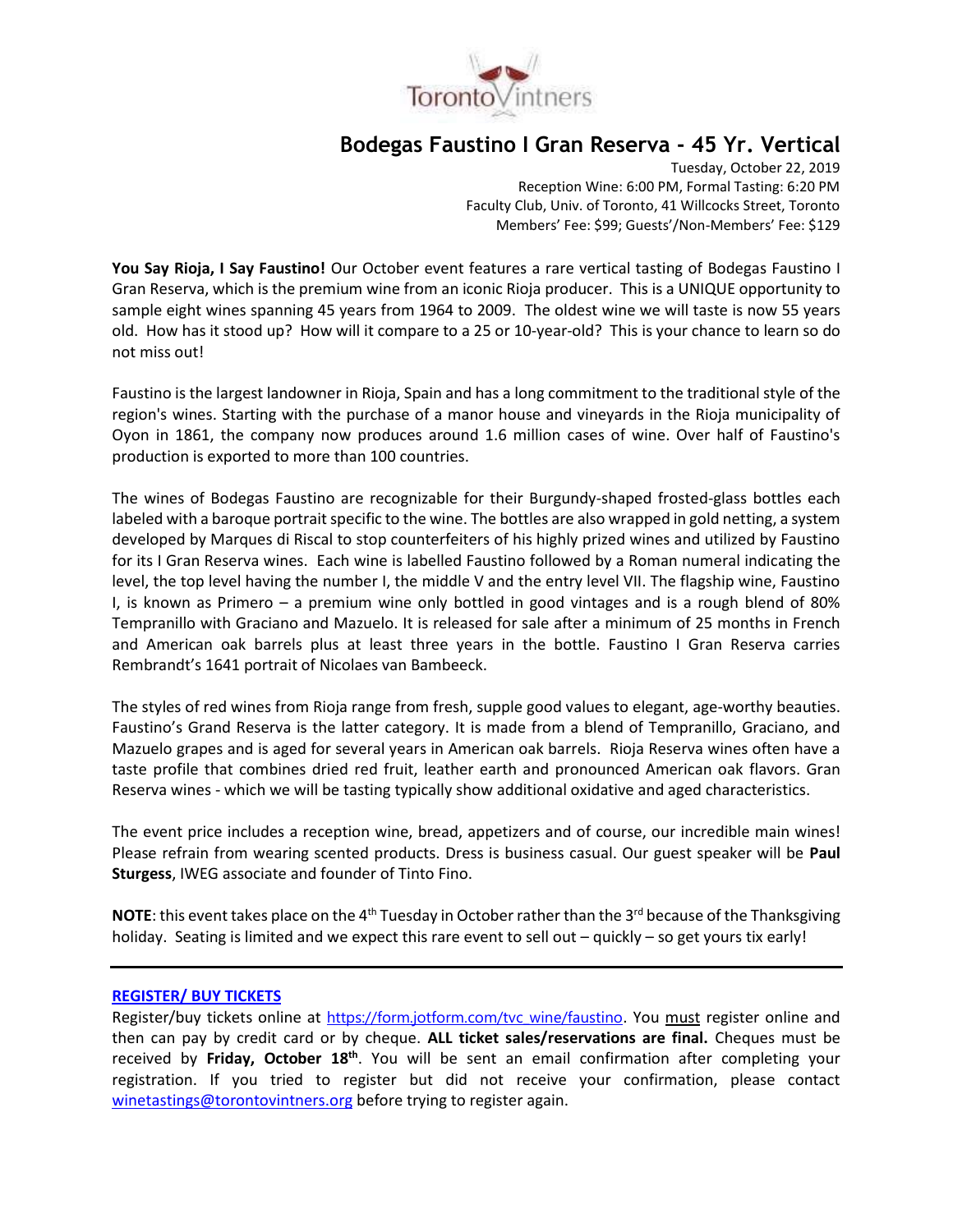Toronto Vintners

# Bodegas Faustino I Gran Reserva - 45 Yr. Vertical

Tuesday, October 22, 2019
Reception Wine: 6:00 PM, Formal Tasting: 6:20 PM
Faculty Club, Univ. of Toronto, 41 Willcocks Street, Toronto
Members' Fee: $99; Guests'/Non-Members' Fee: $129

**You Say Rioja, I Say Faustino!** Our October event features a rare vertical tasting of Bodegas Faustino I Gran Reserva, which is the premium wine from an iconic Rioja producer. This is a UNIQUE opportunity to sample eight wines spanning 45 years from 1964 to 2009. The oldest wine we will taste is now 55 years old. How has it stood up? How will it compare to a 25 or 10-year-old? This is your chance to learn so do not miss out!

Faustino is the largest landowner in Rioja, Spain and has a long commitment to the traditional style of the region's wines. Starting with the purchase of a manor house and vineyards in the Rioja municipality of Oyon in 1861, the company now produces around 1.6 million cases of wine. Over half of Faustino's production is exported to more than 100 countries.

The wines of Bodegas Faustino are recognizable for their Burgundy-shaped frosted-glass bottles each labeled with a baroque portrait specific to the wine. The bottles are also wrapped in gold netting, a system developed by Marques di Riscal to stop counterfeiters of his highly prized wines and utilized by Faustino for its I Gran Reserva wines. Each wine is labelled Faustino followed by a Roman numeral indicating the level, the top level having the number I, the middle V and the entry level VII. The flagship wine, Faustino I, is known as Primero – a premium wine only bottled in good vintages and is a rough blend of 80% Tempranillo with Graciano and Mazuelo. It is released for sale after a minimum of 25 months in French and American oak barrels plus at least three years in the bottle. Faustino I Gran Reserva carries Rembrandt's 1641 portrait of Nicolaes van Bambeeck.

The styles of red wines from Rioja range from fresh, supple good values to elegant, age-worthy beauties. Faustino's Grand Reserva is the latter category. It is made from a blend of Tempranillo, Graciano, and Mazuelo grapes and is aged for several years in American oak barrels. Rioja Reserva wines often have a taste profile that combines dried red fruit, leather earth and pronounced American oak flavors. Gran Reserva wines - which we will be tasting typically show additional oxidative and aged characteristics.

The event price includes a reception wine, bread, appetizers and of course, our incredible main wines! Please refrain from wearing scented products. Dress is business casual. Our guest speaker will be **Paul Sturgess**, IWEG associate and founder of Tinto Fino.

**NOTE**: this event takes place on the 4th Tuesday in October rather than the 3rd because of the Thanksgiving holiday. Seating is limited and we expect this rare event to sell out – quickly – so get yours tix early!

---

**REGISTER/ BUY TICKETS**

Register/buy tickets online at https://form.jotform.com/tvc_wine/faustino. You must register online and then can pay by credit card or by cheque. **ALL ticket sales/reservations are final.** Cheques must be received by **Friday, October 18th**. You will be sent an email confirmation after completing your registration. If you tried to register but did not receive your confirmation, please contact winetastings@torontovintners.org before trying to register again.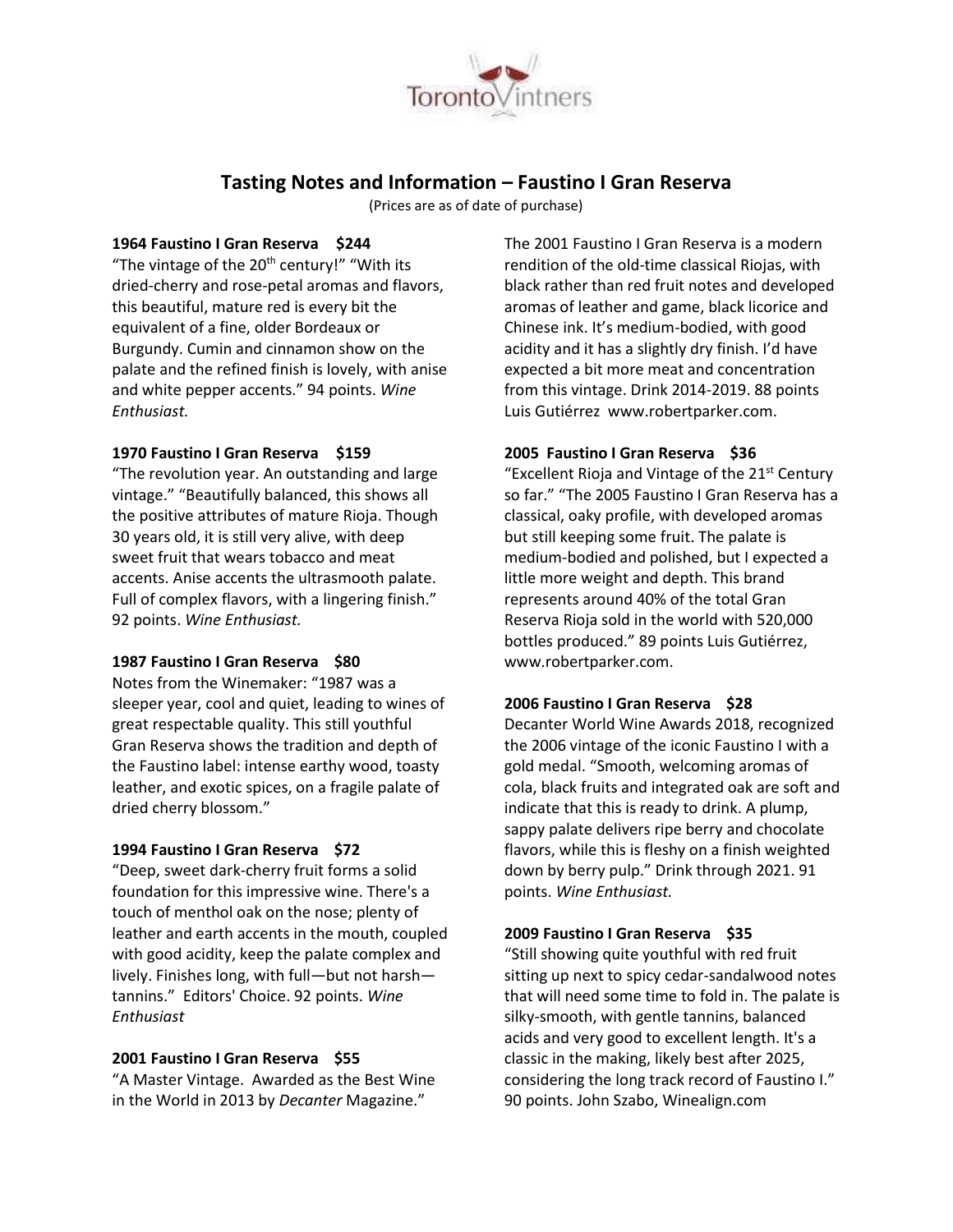# Tasting Notes and Information – Faustino I Gran Reserva

(Prices are as of date of purchase)

**1964 Faustino I Gran Reserva $244**

"The vintage of the 20th century!" "With its dried-cherry and rose-petal aromas and flavors, this beautiful, mature red is every bit the equivalent of a fine, older Bordeaux or Burgundy. Cumin and cinnamon show on the palate and the refined finish is lovely, with anise and white pepper accents." 94 points. *Wine Enthusiast.*

**1970 Faustino I Gran Reserva $159**

"The revolution year. An outstanding and large vintage." "Beautifully balanced, this shows all the positive attributes of mature Rioja. Though 30 years old, it is still very alive, with deep sweet fruit that wears tobacco and meat accents. Anise accents the ultrasmooth palate. Full of complex flavors, with a lingering finish." 92 points. *Wine Enthusiast.*

**1987 Faustino I Gran Reserva $80**

Notes from the Winemaker: "1987 was a sleeper year, cool and quiet, leading to wines of great respectable quality. This still youthful Gran Reserva shows the tradition and depth of the Faustino label: intense earthy wood, toasty leather, and exotic spices, on a fragile palate of dried cherry blossom."

**1994 Faustino I Gran Reserva $72**

"Deep, sweet dark-cherry fruit forms a solid foundation for this impressive wine. There's a touch of menthol oak on the nose; plenty of leather and earth accents in the mouth, coupled with good acidity, keep the palate complex and lively. Finishes long, with full—but not harsh—tannins." Editors' Choice. 92 points. *Wine Enthusiast*

**2001 Faustino I Gran Reserva $55**

"A Master Vintage. Awarded as the Best Wine in the World in 2013 by *Decanter* Magazine."

The 2001 Faustino I Gran Reserva is a modern rendition of the old-time classical Riojas, with black rather than red fruit notes and developed aromas of leather and game, black licorice and Chinese ink. It's medium-bodied, with good acidity and it has a slightly dry finish. I'd have expected a bit more meat and concentration from this vintage. Drink 2014-2019. 88 points Luis Gutiérrez www.robertparker.com.

**2005 Faustino I Gran Reserva $36**

"Excellent Rioja and Vintage of the 21st Century so far." "The 2005 Faustino I Gran Reserva has a classical, oaky profile, with developed aromas but still keeping some fruit. The palate is medium-bodied and polished, but I expected a little more weight and depth. This brand represents around 40% of the total Gran Reserva Rioja sold in the world with 520,000 bottles produced." 89 points Luis Gutiérrez, www.robertparker.com.

**2006 Faustino I Gran Reserva $28**

Decanter World Wine Awards 2018, recognized the 2006 vintage of the iconic Faustino I with a gold medal. "Smooth, welcoming aromas of cola, black fruits and integrated oak are soft and indicate that this is ready to drink. A plump, sappy palate delivers ripe berry and chocolate flavors, while this is fleshy on a finish weighted down by berry pulp." Drink through 2021. 91 points. *Wine Enthusiast.*

**2009 Faustino I Gran Reserva $35**

"Still showing quite youthful with red fruit sitting up next to spicy cedar-sandalwood notes that will need some time to fold in. The palate is silky-smooth, with gentle tannins, balanced acids and very good to excellent length. It's a classic in the making, likely best after 2025, considering the long track record of Faustino I." 90 points. John Szabo, Winealign.com